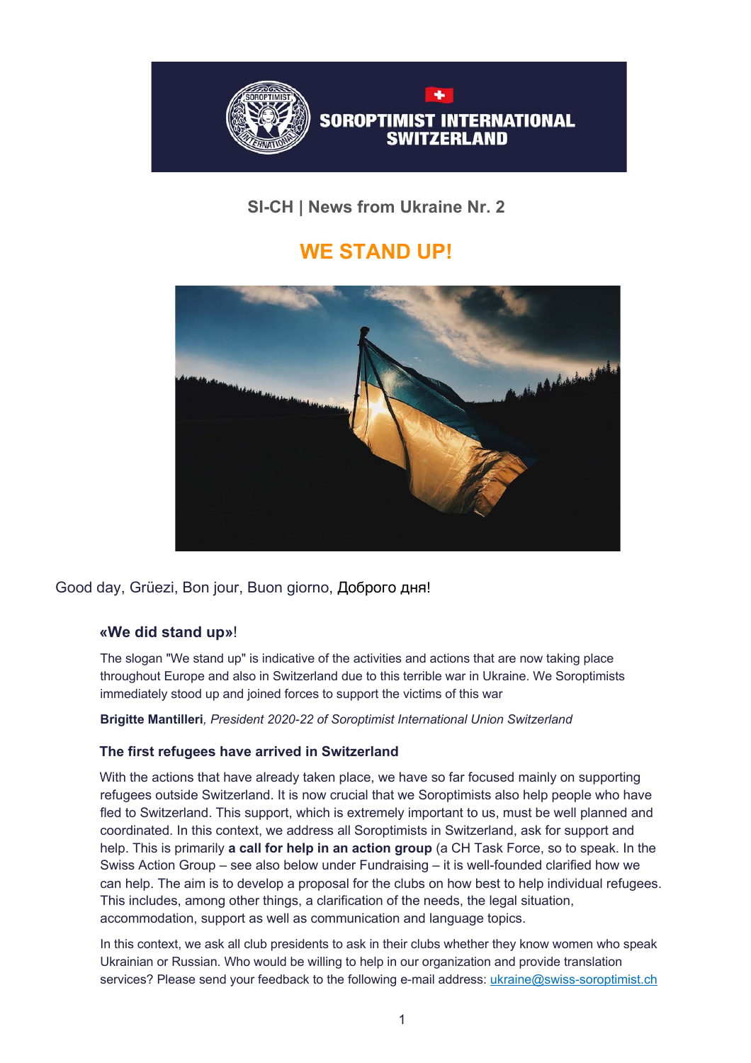SOROPTIMIST INTERNATIONAL SWITZERLAND

## SI-CH | News from Ukraine Nr. 2

# WE STAND UP!

Good day, Grüezi, Bon jour, Buon giorno, Доброго дня!

### «We did stand up»!

The slogan "We stand up" is indicative of the activities and actions that are now taking place throughout Europe and also in Switzerland due to this terrible war in Ukraine. We Soroptimists immediately stood up and joined forces to support the victims of this war

**Brigitte Mantilleri**, *President 2020-22 of Soroptimist International Union Switzerland*

### The first refugees have arrived in Switzerland

With the actions that have already taken place, we have so far focused mainly on supporting refugees outside Switzerland. It is now crucial that we Soroptimists also help people who have fled to Switzerland. This support, which is extremely important to us, must be well planned and coordinated. In this context, we address all Soroptimists in Switzerland, ask for support and help. This is primarily **a call for help in an action group** (a CH Task Force, so to speak. In the Swiss Action Group – see also below under Fundraising – it is well-founded clarified how we can help. The aim is to develop a proposal for the clubs on how best to help individual refugees. This includes, among other things, a clarification of the needs, the legal situation, accommodation, support as well as communication and language topics.

In this context, we ask all club presidents to ask in their clubs whether they know women who speak Ukrainian or Russian. Who would be willing to help in our organization and provide translation services? Please send your feedback to the following e-mail address: ukraine@swiss-soroptimist.ch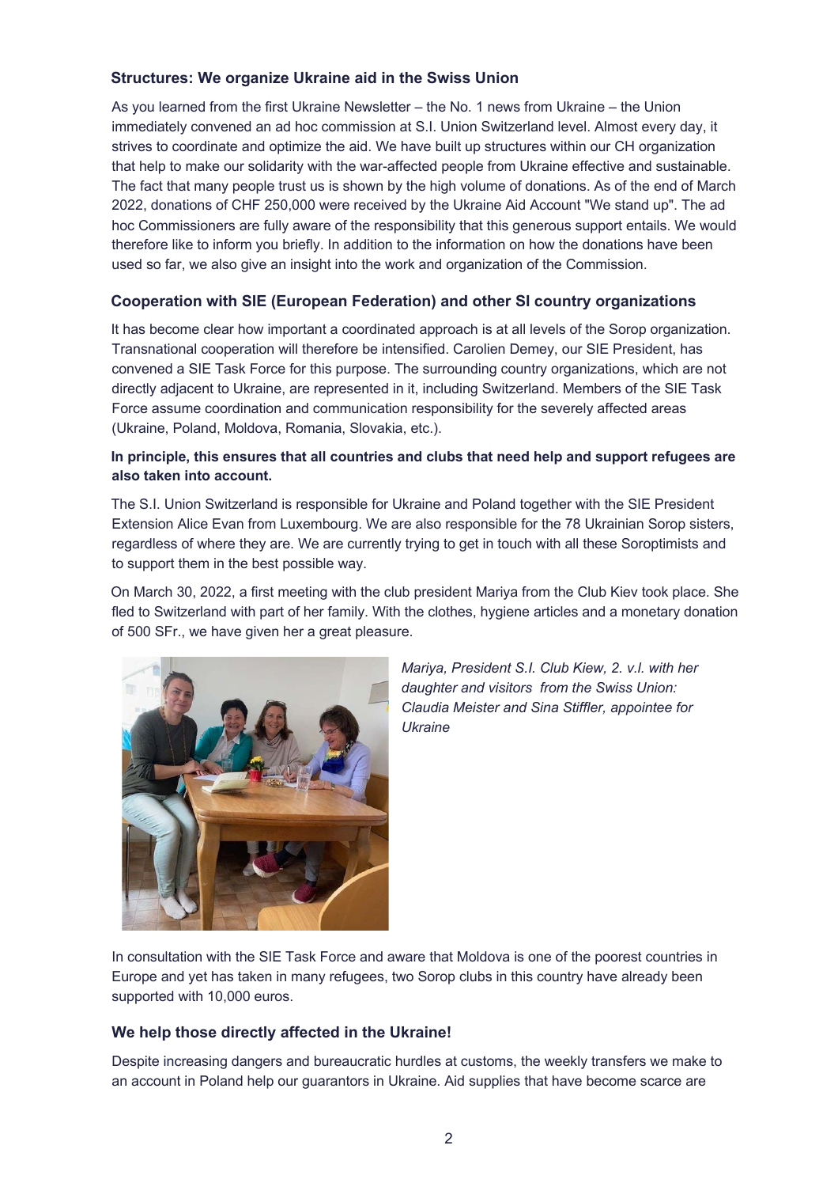### Structures: We organize Ukraine aid in the Swiss Union

As you learned from the first Ukraine Newsletter – the No. 1 news from Ukraine – the Union immediately convened an ad hoc commission at S.I. Union Switzerland level. Almost every day, it strives to coordinate and optimize the aid. We have built up structures within our CH organization that help to make our solidarity with the war-affected people from Ukraine effective and sustainable. The fact that many people trust us is shown by the high volume of donations. As of the end of March 2022, donations of CHF 250,000 were received by the Ukraine Aid Account "We stand up". The ad hoc Commissioners are fully aware of the responsibility that this generous support entails. We would therefore like to inform you briefly. In addition to the information on how the donations have been used so far, we also give an insight into the work and organization of the Commission.

### Cooperation with SIE (European Federation) and other SI country organizations

It has become clear how important a coordinated approach is at all levels of the Sorop organization. Transnational cooperation will therefore be intensified. Carolien Demey, our SIE President, has convened a SIE Task Force for this purpose. The surrounding country organizations, which are not directly adjacent to Ukraine, are represented in it, including Switzerland. Members of the SIE Task Force assume coordination and communication responsibility for the severely affected areas (Ukraine, Poland, Moldova, Romania, Slovakia, etc.).

**In principle, this ensures that all countries and clubs that need help and support refugees are also taken into account.**

The S.I. Union Switzerland is responsible for Ukraine and Poland together with the SIE President Extension Alice Evan from Luxembourg. We are also responsible for the 78 Ukrainian Sorop sisters, regardless of where they are. We are currently trying to get in touch with all these Soroptimists and to support them in the best possible way.

On March 30, 2022, a first meeting with the club president Mariya from the Club Kiev took place. She fled to Switzerland with part of her family. With the clothes, hygiene articles and a monetary donation of 500 SFr., we have given her a great pleasure.

*Mariya, President S.I. Club Kiew, 2. v.l. with her daughter and visitors from the Swiss Union: Claudia Meister and Sina Stiffler, appointee for Ukraine*

In consultation with the SIE Task Force and aware that Moldova is one of the poorest countries in Europe and yet has taken in many refugees, two Sorop clubs in this country have already been supported with 10,000 euros.

### We help those directly affected in the Ukraine!

Despite increasing dangers and bureaucratic hurdles at customs, the weekly transfers we make to an account in Poland help our guarantors in Ukraine. Aid supplies that have become scarce are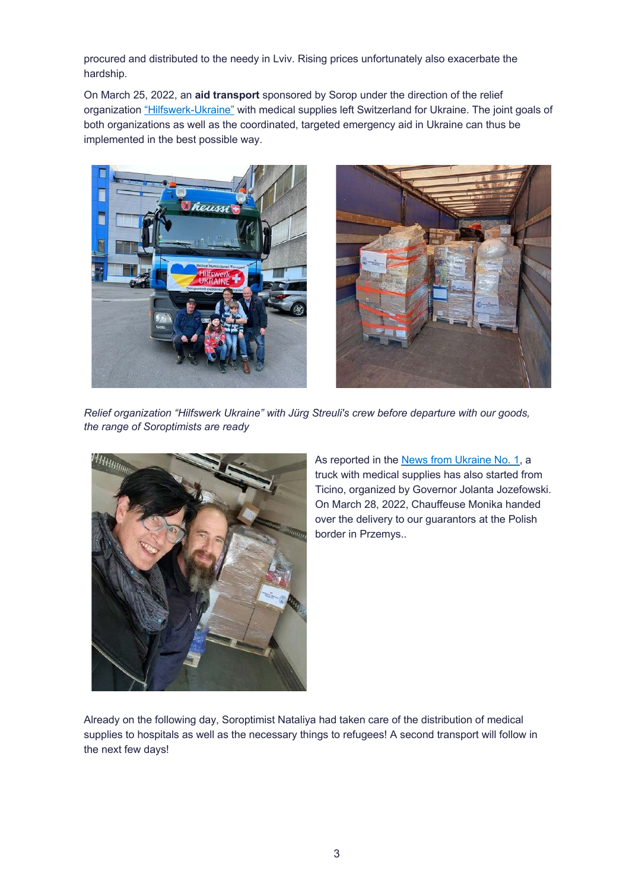procured and distributed to the needy in Lviv. Rising prices unfortunately also exacerbate the hardship.

On March 25, 2022, an **aid transport** sponsored by Sorop under the direction of the relief organization [“Hilfswerk-Ukraine”](#) with medical supplies left Switzerland for Ukraine. The joint goals of both organizations as well as the coordinated, targeted emergency aid in Ukraine can thus be implemented in the best possible way.

*Relief organization “Hilfswerk Ukraine” with Jürg Streuli's crew before departure with our goods, the range of Soroptimists are ready*

As reported in the [News from Ukraine No. 1](#), a truck with medical supplies has also started from Ticino, organized by Governor Jolanta Jozefowski. On March 28, 2022, Chauffeuse Monika handed over the delivery to our guarantors at the Polish border in Przemys..

Already on the following day, Soroptimist Nataliya had taken care of the distribution of medical supplies to hospitals as well as the necessary things to refugees! A second transport will follow in the next few days!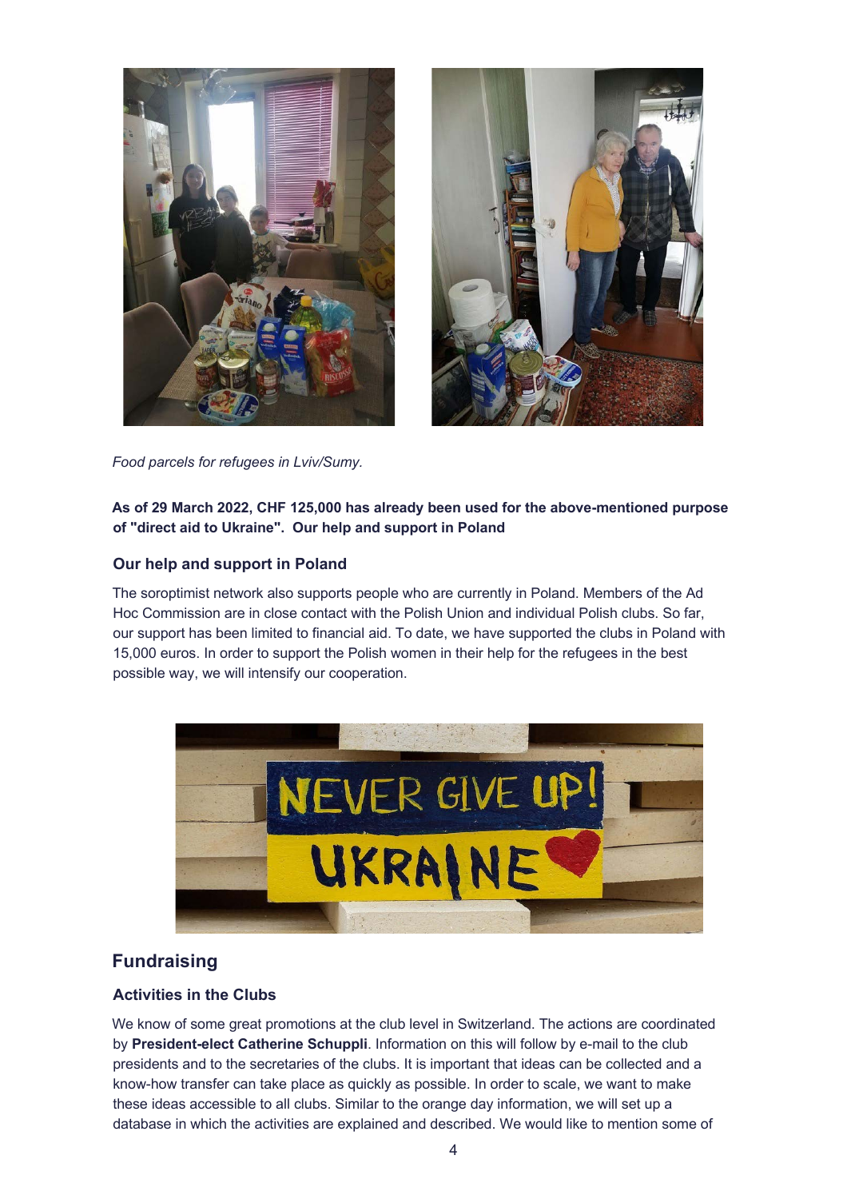*Food parcels for refugees in Lviv/Sumy.*

**As of 29 March 2022, CHF 125,000 has already been used for the above-mentioned purpose of "direct aid to Ukraine". Our help and support in Poland**

### Our help and support in Poland

The soroptimist network also supports people who are currently in Poland. Members of the Ad Hoc Commission are in close contact with the Polish Union and individual Polish clubs. So far, our support has been limited to financial aid. To date, we have supported the clubs in Poland with 15,000 euros. In order to support the Polish women in their help for the refugees in the best possible way, we will intensify our cooperation.

## Fundraising

### Activities in the Clubs

We know of some great promotions at the club level in Switzerland. The actions are coordinated by **President-elect Catherine Schuppli**. Information on this will follow by e-mail to the club presidents and to the secretaries of the clubs. It is important that ideas can be collected and a know-how transfer can take place as quickly as possible. In order to scale, we want to make these ideas accessible to all clubs. Similar to the orange day information, we will set up a database in which the activities are explained and described. We would like to mention some of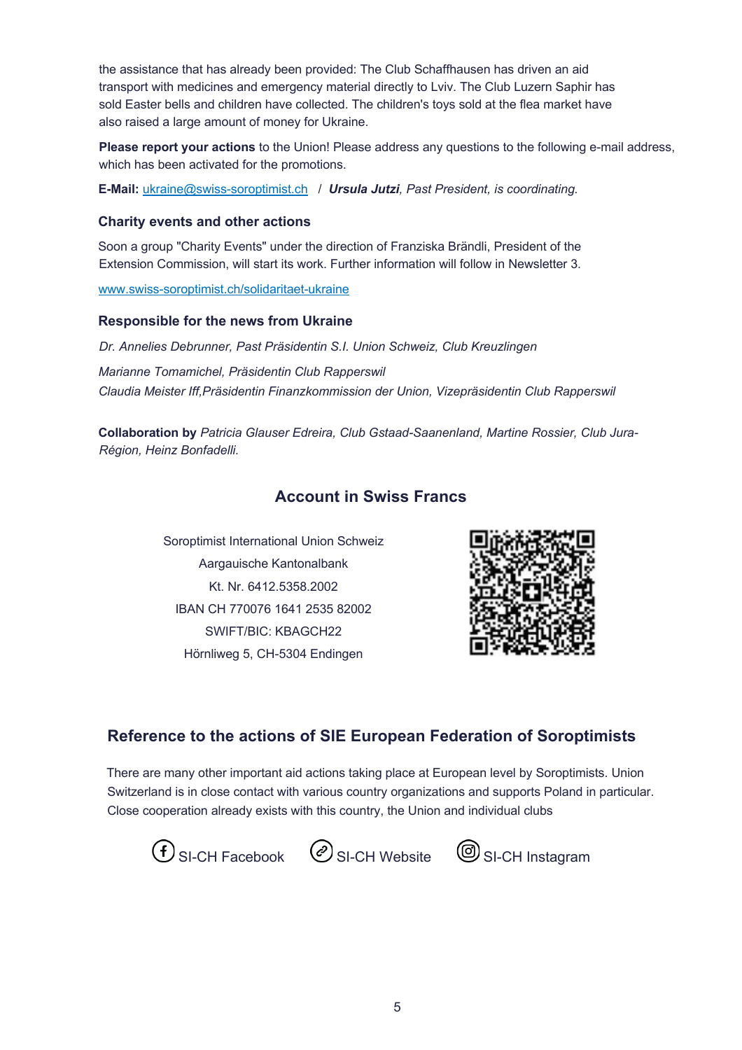the assistance that has already been provided: The Club Schaffhausen has driven an aid transport with medicines and emergency material directly to Lviv. The Club Luzern Saphir has sold Easter bells and children have collected. The children's toys sold at the flea market have also raised a large amount of money for Ukraine.

**Please report your actions** to the Union! Please address any questions to the following e-mail address, which has been activated for the promotions.

**E-Mail:** ukraine@swiss-soroptimist.ch / ***Ursula Jutzi****, Past President, is coordinating.*

### Charity events and other actions

Soon a group "Charity Events" under the direction of Franziska Brändli, President of the Extension Commission, will start its work. Further information will follow in Newsletter 3.

www.swiss-soroptimist.ch/solidaritaet-ukraine

### Responsible for the news from Ukraine

*Dr. Annelies Debrunner, Past Präsidentin S.I. Union Schweiz, Club Kreuzlingen*

*Marianne Tomamichel, Präsidentin Club Rapperswil*
*Claudia Meister Iff,Präsidentin Finanzkommission der Union, Vizepräsidentin Club Rapperswil*

**Collaboration by** *Patricia Glauser Edreira, Club Gstaad-Saanenland, Martine Rossier, Club Jura-Région, Heinz Bonfadelli.*

## Account in Swiss Francs

Soroptimist International Union Schweiz
Aargauische Kantonalbank
Kt. Nr. 6412.5358.2002
IBAN CH 770076 1641 2535 82002
SWIFT/BIC: KBAGCH22
Hörnliweg 5, CH-5304 Endingen

## Reference to the actions of SIE European Federation of Soroptimists

There are many other important aid actions taking place at European level by Soroptimists. Union Switzerland is in close contact with various country organizations and supports Poland in particular. Close cooperation already exists with this country, the Union and individual clubs

SI-CH Facebook SI-CH Website SI-CH Instagram